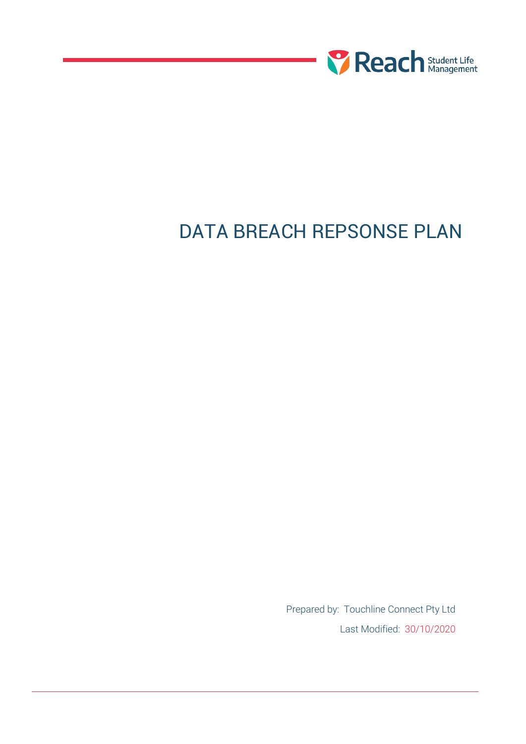Reach Student Life Management

# DATA BREACH REPSONSE PLAN

Prepared by: Touchline Connect Pty Ltd

Last Modified: 30/10/2020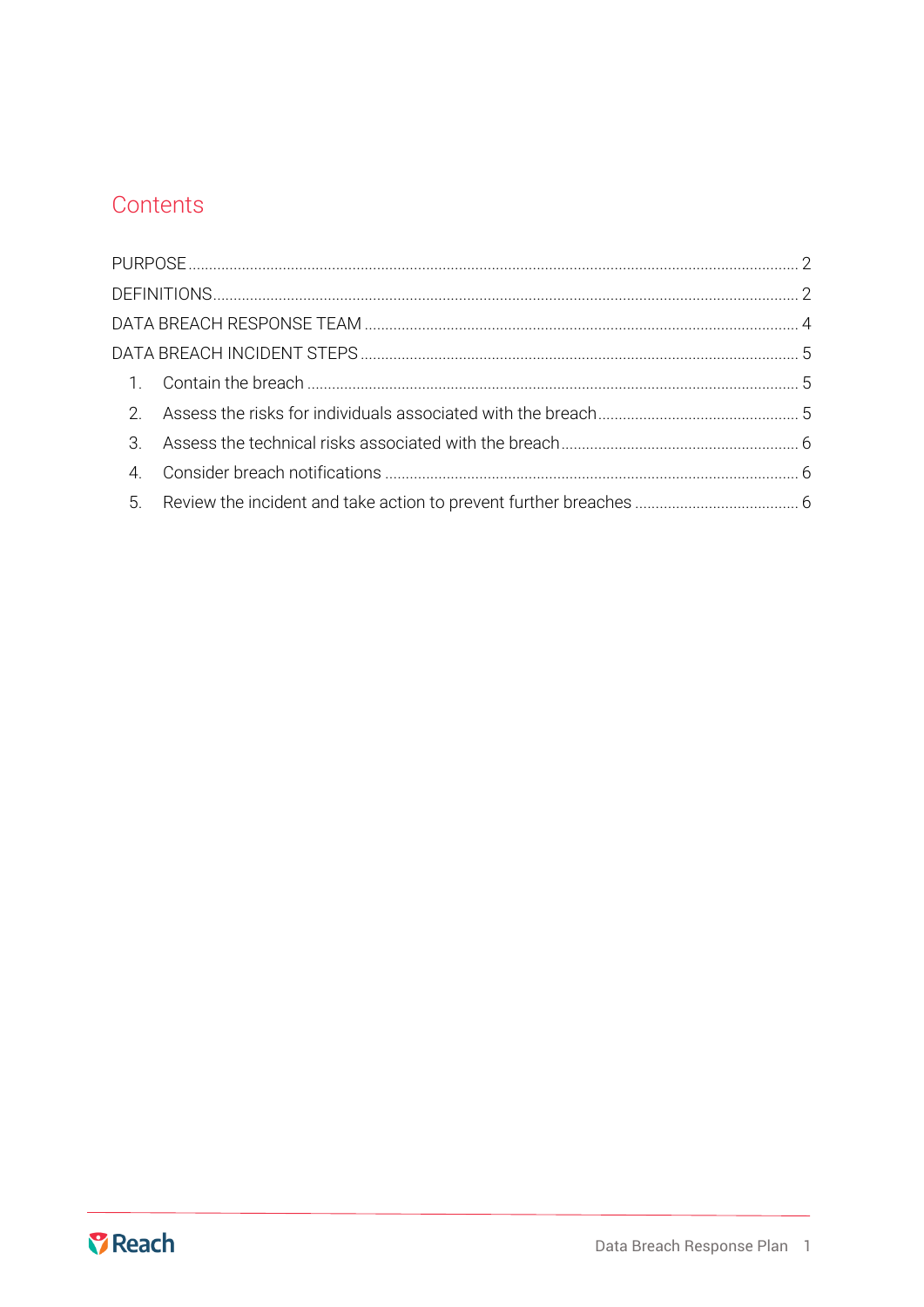# Contents

PURPOSE ........................................................................................................................................ 2

DEFINITIONS ................................................................................................................................ 2

DATA BREACH RESPONSE TEAM ............................................................................................ 4

DATA BREACH INCIDENT STEPS ............................................................................................ 5

1. Contain the breach ................................................................................................................ 5
2. Assess the risks for individuals associated with the breach ................................................ 5
3. Assess the technical risks associated with the breach ........................................................ 6
4. Consider breach notifications ............................................................................................... 6
5. Review the incident and take action to prevent further breaches ....................................... 6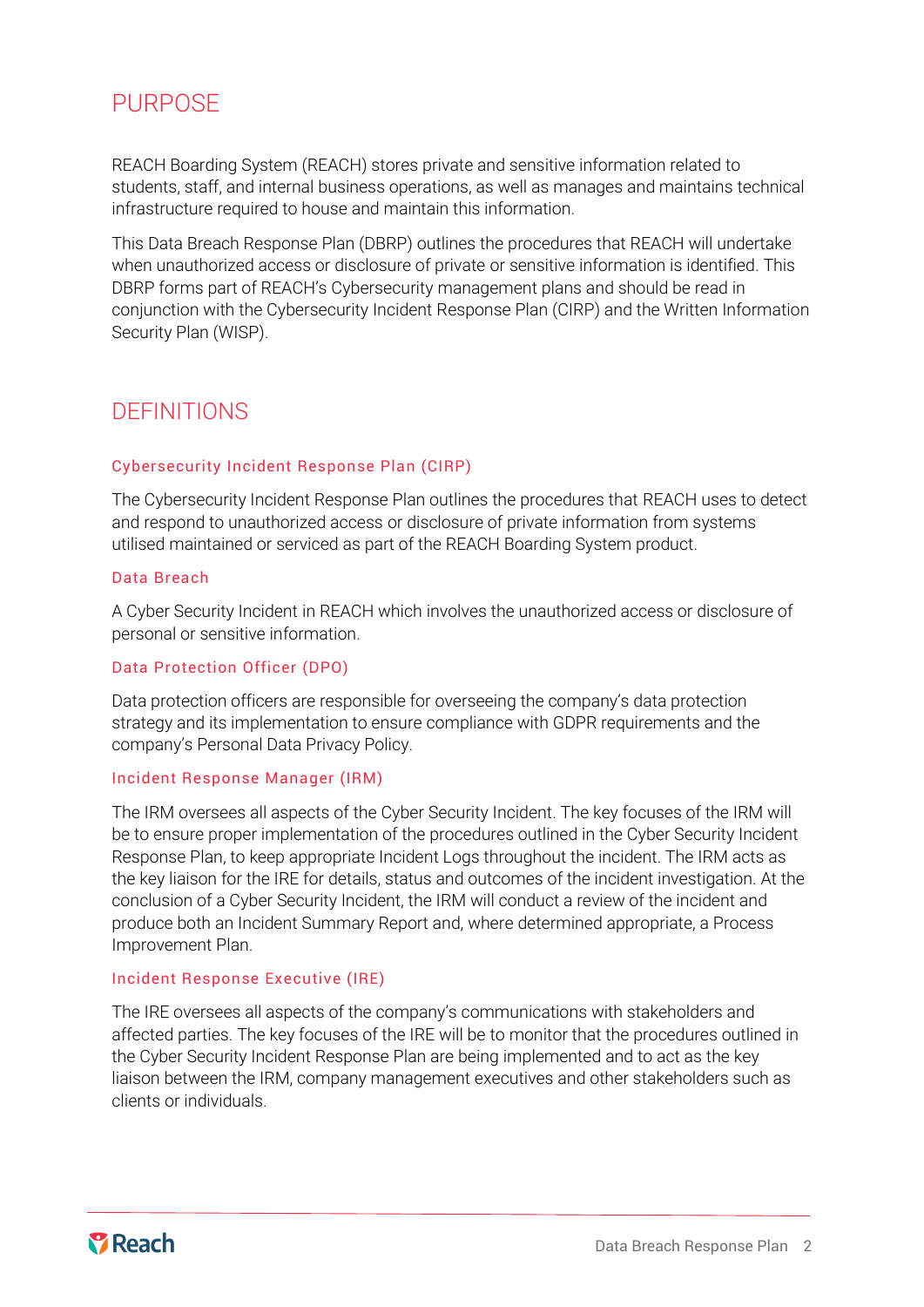# PURPOSE

REACH Boarding System (REACH) stores private and sensitive information related to students, staff, and internal business operations, as well as manages and maintains technical infrastructure required to house and maintain this information.

This Data Breach Response Plan (DBRP) outlines the procedures that REACH will undertake when unauthorized access or disclosure of private or sensitive information is identified. This DBRP forms part of REACH's Cybersecurity management plans and should be read in conjunction with the Cybersecurity Incident Response Plan (CIRP) and the Written Information Security Plan (WISP).

# DEFINITIONS

### Cybersecurity Incident Response Plan (CIRP)

The Cybersecurity Incident Response Plan outlines the procedures that REACH uses to detect and respond to unauthorized access or disclosure of private information from systems utilised maintained or serviced as part of the REACH Boarding System product.

### Data Breach

A Cyber Security Incident in REACH which involves the unauthorized access or disclosure of personal or sensitive information.

### Data Protection Officer (DPO)

Data protection officers are responsible for overseeing the company's data protection strategy and its implementation to ensure compliance with GDPR requirements and the company's Personal Data Privacy Policy.

### Incident Response Manager (IRM)

The IRM oversees all aspects of the Cyber Security Incident. The key focuses of the IRM will be to ensure proper implementation of the procedures outlined in the Cyber Security Incident Response Plan, to keep appropriate Incident Logs throughout the incident. The IRM acts as the key liaison for the IRE for details, status and outcomes of the incident investigation. At the conclusion of a Cyber Security Incident, the IRM will conduct a review of the incident and produce both an Incident Summary Report and, where determined appropriate, a Process Improvement Plan.

### Incident Response Executive (IRE)

The IRE oversees all aspects of the company's communications with stakeholders and affected parties. The key focuses of the IRE will be to monitor that the procedures outlined in the Cyber Security Incident Response Plan are being implemented and to act as the key liaison between the IRM, company management executives and other stakeholders such as clients or individuals.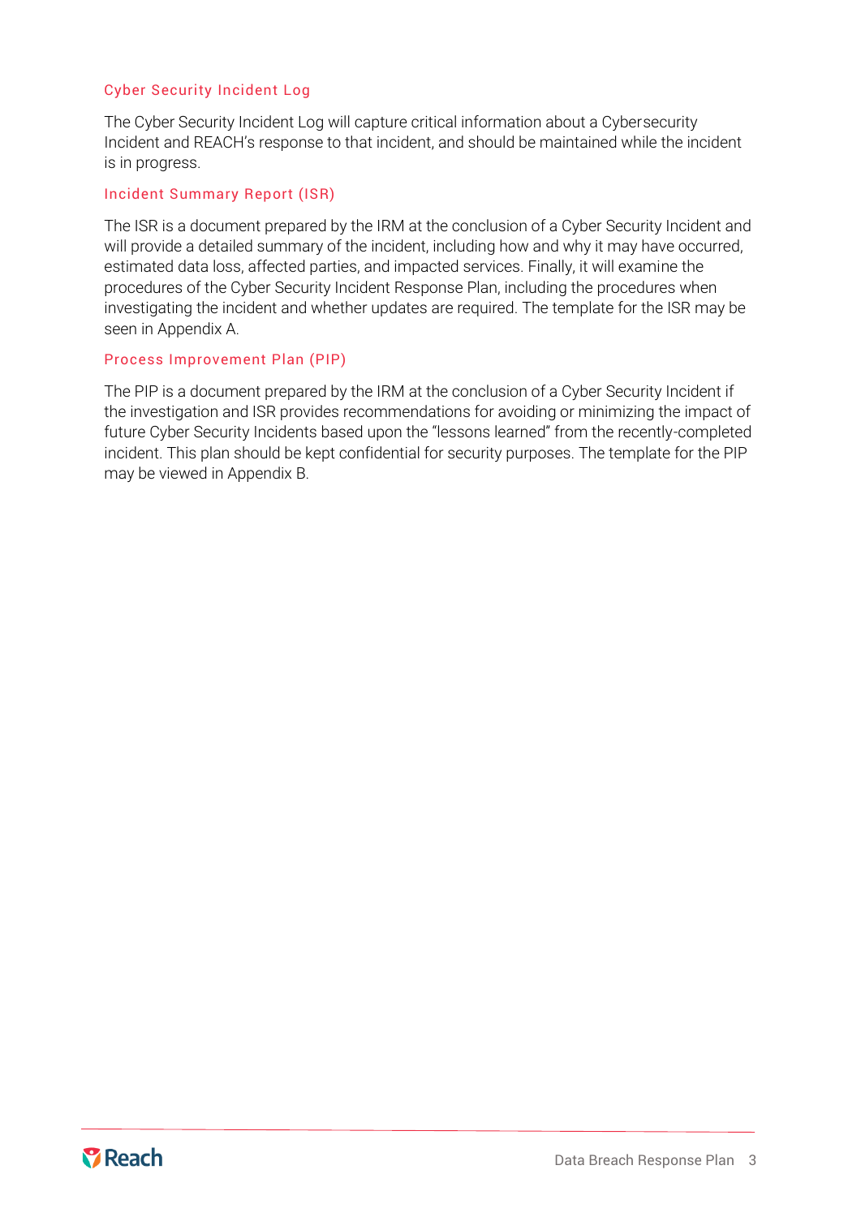### Cyber Security Incident Log

The Cyber Security Incident Log will capture critical information about a Cybersecurity Incident and REACH's response to that incident, and should be maintained while the incident is in progress.

### Incident Summary Report (ISR)

The ISR is a document prepared by the IRM at the conclusion of a Cyber Security Incident and will provide a detailed summary of the incident, including how and why it may have occurred, estimated data loss, affected parties, and impacted services. Finally, it will examine the procedures of the Cyber Security Incident Response Plan, including the procedures when investigating the incident and whether updates are required. The template for the ISR may be seen in Appendix A.

### Process Improvement Plan (PIP)

The PIP is a document prepared by the IRM at the conclusion of a Cyber Security Incident if the investigation and ISR provides recommendations for avoiding or minimizing the impact of future Cyber Security Incidents based upon the "lessons learned" from the recently-completed incident. This plan should be kept confidential for security purposes. The template for the PIP may be viewed in Appendix B.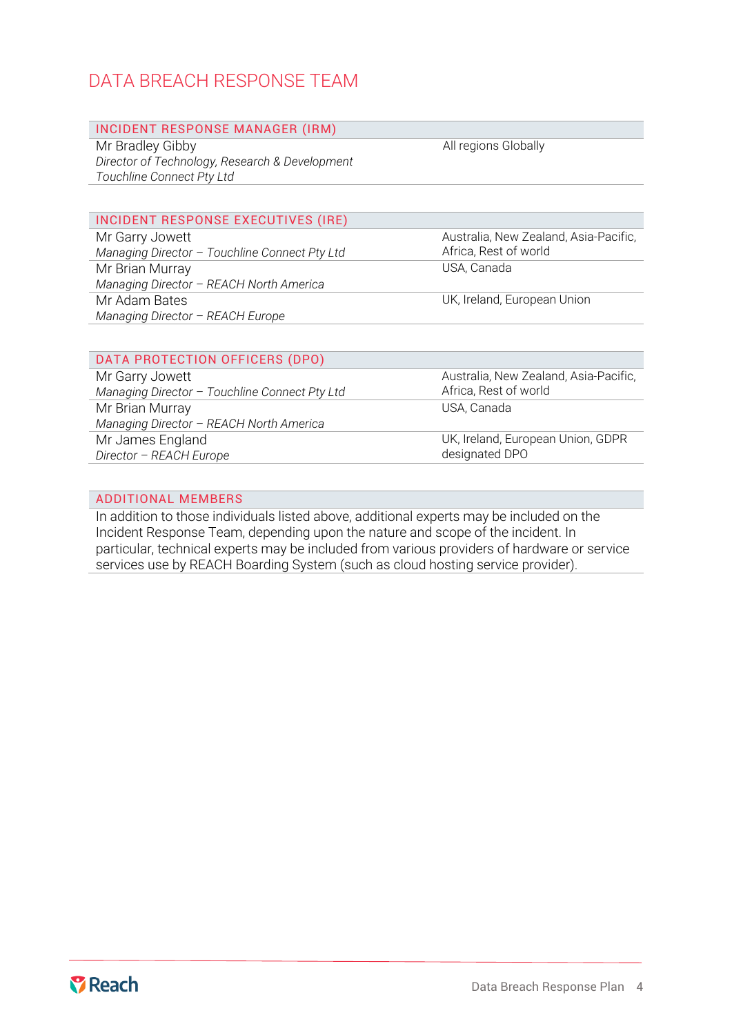# DATA BREACH RESPONSE TEAM

| INCIDENT RESPONSE MANAGER (IRM) | |
|---|---|
| Mr Bradley Gibby<br>*Director of Technology, Research & Development*<br>*Touchline Connect Pty Ltd* | All regions Globally |

| INCIDENT RESPONSE EXECUTIVES (IRE) | |
|---|---|
| Mr Garry Jowett<br>*Managing Director – Touchline Connect Pty Ltd* | Australia, New Zealand, Asia-Pacific, Africa, Rest of world |
| Mr Brian Murray<br>*Managing Director – REACH North America* | USA, Canada |
| Mr Adam Bates<br>*Managing Director – REACH Europe* | UK, Ireland, European Union |

| DATA PROTECTION OFFICERS (DPO) | |
|---|---|
| Mr Garry Jowett<br>*Managing Director – Touchline Connect Pty Ltd* | Australia, New Zealand, Asia-Pacific, Africa, Rest of world |
| Mr Brian Murray<br>*Managing Director – REACH North America* | USA, Canada |
| Mr James England<br>*Director – REACH Europe* | UK, Ireland, European Union, GDPR designated DPO |

| ADDITIONAL MEMBERS |
|---|
| In addition to those individuals listed above, additional experts may be included on the Incident Response Team, depending upon the nature and scope of the incident. In particular, technical experts may be included from various providers of hardware or service services use by REACH Boarding System (such as cloud hosting service provider). |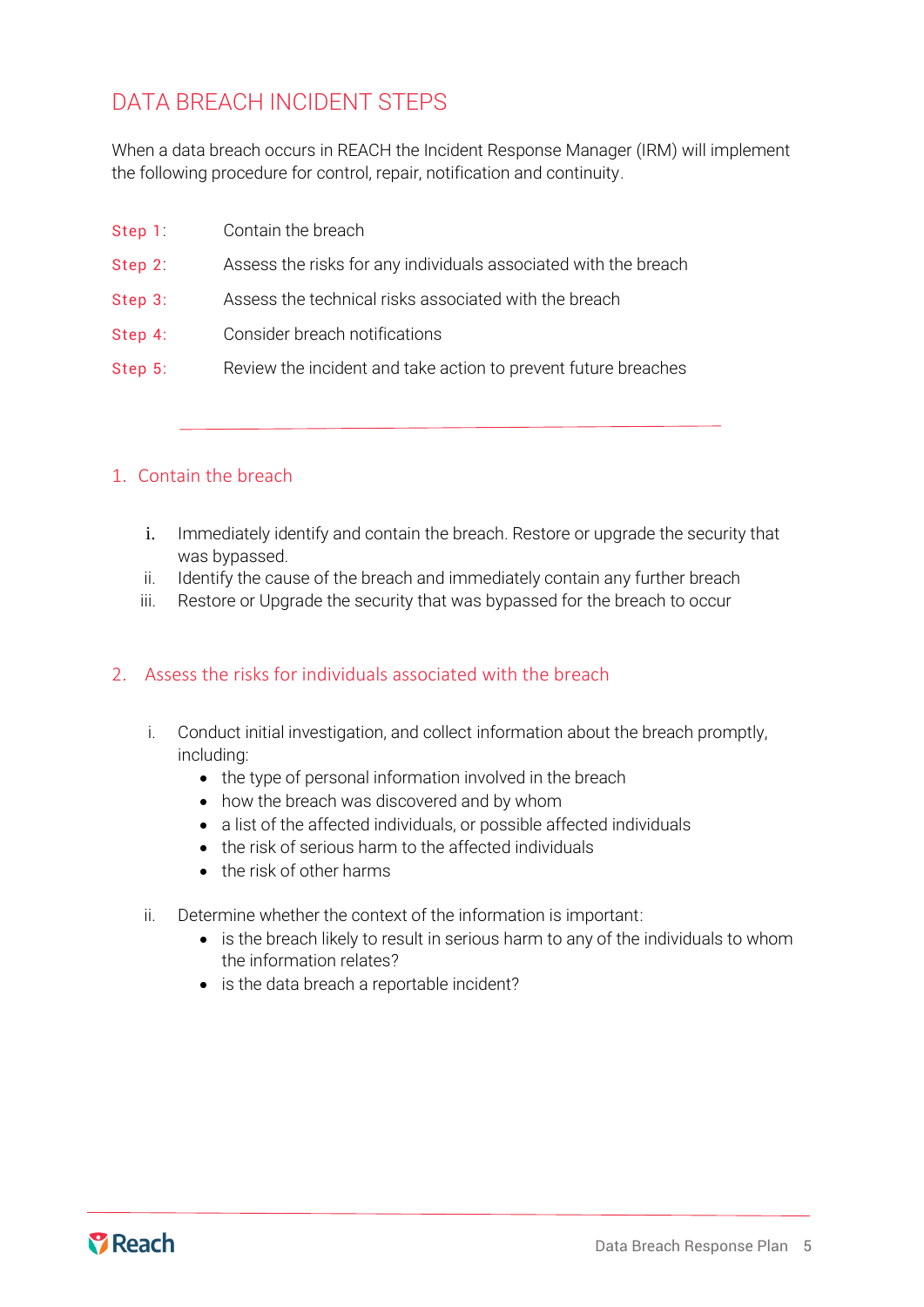# DATA BREACH INCIDENT STEPS

When a data breach occurs in REACH the Incident Response Manager (IRM) will implement the following procedure for control, repair, notification and continuity.

| | |
|---|---|
| Step 1: | Contain the breach |
| Step 2: | Assess the risks for any individuals associated with the breach |
| Step 3: | Assess the technical risks associated with the breach |
| Step 4: | Consider breach notifications |
| Step 5: | Review the incident and take action to prevent future breaches |

---

## 1. Contain the breach

i. Immediately identify and contain the breach. Restore or upgrade the security that was bypassed.

ii. Identify the cause of the breach and immediately contain any further breach

iii. Restore or Upgrade the security that was bypassed for the breach to occur

## 2. Assess the risks for individuals associated with the breach

i. Conduct initial investigation, and collect information about the breach promptly, including:
   - the type of personal information involved in the breach
   - how the breach was discovered and by whom
   - a list of the affected individuals, or possible affected individuals
   - the risk of serious harm to the affected individuals
   - the risk of other harms

ii. Determine whether the context of the information is important:
   - is the breach likely to result in serious harm to any of the individuals to whom the information relates?
   - is the data breach a reportable incident?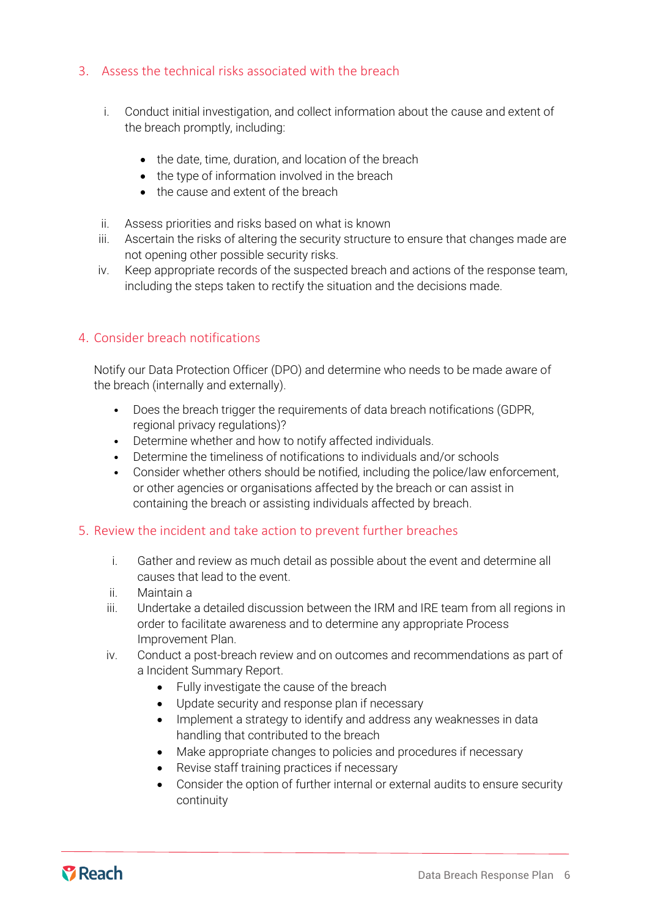## 3. Assess the technical risks associated with the breach

i. Conduct initial investigation, and collect information about the cause and extent of the breach promptly, including:

   - the date, time, duration, and location of the breach
   - the type of information involved in the breach
   - the cause and extent of the breach

ii. Assess priorities and risks based on what is known

iii. Ascertain the risks of altering the security structure to ensure that changes made are not opening other possible security risks.

iv. Keep appropriate records of the suspected breach and actions of the response team, including the steps taken to rectify the situation and the decisions made.

## 4. Consider breach notifications

Notify our Data Protection Officer (DPO) and determine who needs to be made aware of the breach (internally and externally).

- Does the breach trigger the requirements of data breach notifications (GDPR, regional privacy regulations)?
- Determine whether and how to notify affected individuals.
- Determine the timeliness of notifications to individuals and/or schools
- Consider whether others should be notified, including the police/law enforcement, or other agencies or organisations affected by the breach or can assist in containing the breach or assisting individuals affected by breach.

## 5. Review the incident and take action to prevent further breaches

i. Gather and review as much detail as possible about the event and determine all causes that lead to the event.

ii. Maintain a

iii. Undertake a detailed discussion between the IRM and IRE team from all regions in order to facilitate awareness and to determine any appropriate Process Improvement Plan.

iv. Conduct a post-breach review and on outcomes and recommendations as part of a Incident Summary Report.

   - Fully investigate the cause of the breach
   - Update security and response plan if necessary
   - Implement a strategy to identify and address any weaknesses in data handling that contributed to the breach
   - Make appropriate changes to policies and procedures if necessary
   - Revise staff training practices if necessary
   - Consider the option of further internal or external audits to ensure security continuity